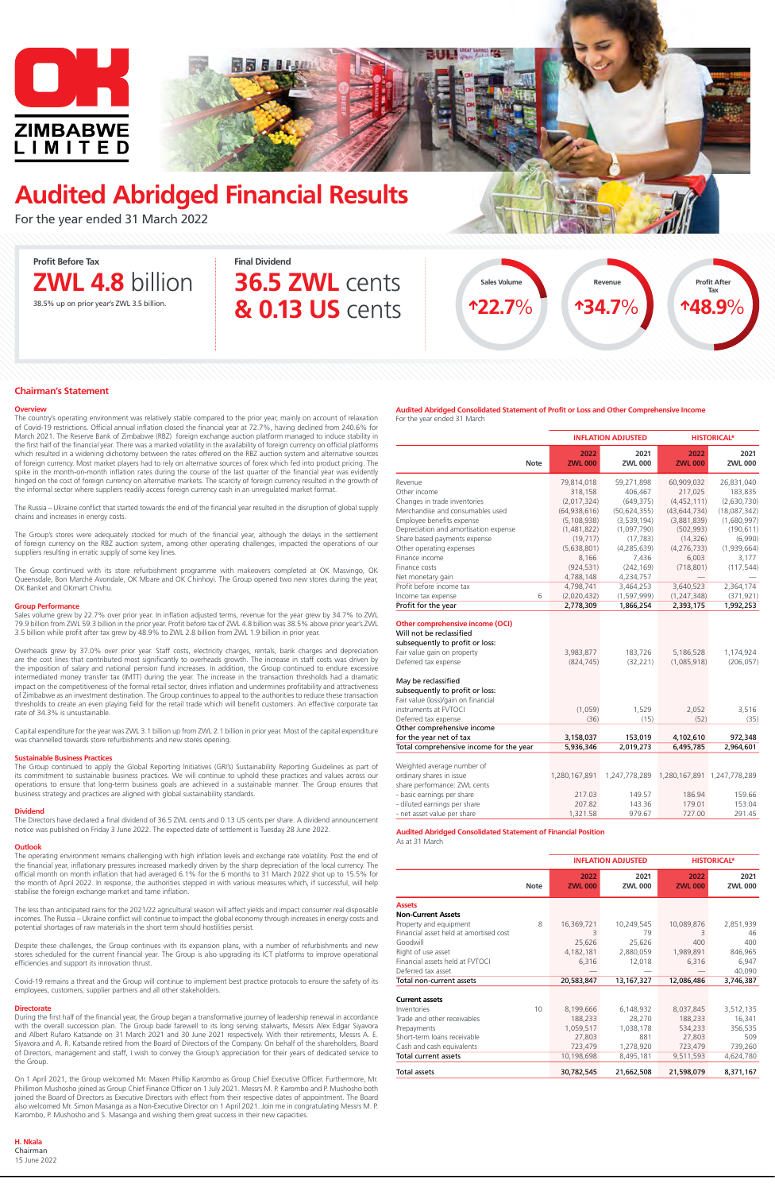# OK ZIMBABWE LIMITED

# Audited Abridged Financial Results

For the year ended 31 March 2022

**Profit Before Tax**

**ZWL 4.8 billion**

38.5% up on prior year's ZWL 3.5 billion.

**Final Dividend**

**36.5 ZWL cents & 0.13 US cents**

Sales Volume ↑22.7%

Revenue ↑34.7%

Profit After Tax ↑48.9%

## Chairman's Statement

### Overview

The country's operating environment was relatively stable compared to the prior year, mainly on account of relaxation of Covid-19 restrictions. Official annual inflation closed the financial year at 72.7%, having declined from 240.6% for March 2021. The Reserve Bank of Zimbabwe (RBZ) foreign exchange auction platform managed to induce stability in the first half of the financial year. There was a marked volatility in the availability of foreign currency on official platforms which resulted in a widening dichotomy between the rates offered on the RBZ auction system and alternative sources of foreign currency. Most market players had to rely on alternative sources of forex which fed into product pricing. The spike in the month-on-month inflation rates during the course of the last quarter of the financial year was evidently hinged on the cost of foreign currency on alternative markets. The scarcity of foreign currency resulted in the growth of the informal sector whose suppliers readily access foreign currency cash in an unregulated market format.

The Russia – Ukraine conflict that started towards the end of the financial year resulted in the disruption of global supply chains and increases in energy costs.

The Group's stores were adequately stocked for much of the financial year, although the delays in the settlement of foreign currency on the RBZ auction system, among other operating challenges, impacted the operations of our suppliers resulting in erratic supply of some key lines.

The Group continued with its store refurbishment programme with makeovers completed at OK Masvingo, OK Queensdale, Bon Marché Avondale, OK Mbare and OK Chinhoyi. The Group opened two new stores during the year, OK Banket and OKmart Chivhu.

### Group Performance

Sales volume grew by 22.7% over prior year. In inflation adjusted terms, revenue for the year grew by 34.7% to ZWL 79.9 billion from ZWL 59.3 billion in the prior year. Profit before tax of ZWL 4.8 billion was 38.5% above prior year's ZWL 3.5 billion while profit after tax grew by 48.9% to ZWL 2.8 billion from ZWL 1.9 billion in prior year.

Overheads grew by 37.0% over prior year. Staff costs, electricity charges, rentals, bank charges and depreciation are the cost lines that contributed most significantly to overheads growth. The increase in staff costs was driven by the imposition of salary and national pension fund increases. In addition, the Group continued to endure excessive intermediated money transfer tax (IMTT) during the year. The increase in the transaction thresholds had a dramatic impact on the competitiveness of the formal retail sector, drives inflation and undermines profitability and attractiveness of Zimbabwe as an investment destination. The Group continues to appeal to the authorities to reduce these transaction thresholds to create an even playing field for the retail trade which will benefit customers. An effective corporate tax rate of 34.3% is unsustainable.

Capital expenditure for the year was ZWL 3.1 billion up from ZWL 2.1 billion in prior year. Most of the capital expenditure was channelled towards store refurbishments and new stores opening.

### Sustainable Business Practices

The Group continued to apply the Global Reporting Initiatives (GRI's) Sustainability Reporting Guidelines as part of its commitment to sustainable business practices. We will continue to uphold these practices and values across our operations to ensure that long-term business goals are achieved in a sustainable manner. The Group ensures that business strategy and practices are aligned with global sustainability standards.

### Dividend

The Directors have declared a final dividend of 36.5 ZWL cents and 0.13 US cents per share. A dividend announcement notice was published on Friday 3 June 2022. The expected date of settlement is Tuesday 28 June 2022.

### Outlook

The operating environment remains challenging with high inflation levels and exchange rate volatility. Post the end of the financial year, inflationary pressures increased markedly driven by the sharp depreciation of the local currency. The official month on month inflation that had averaged 6.1% for the 6 months to 31 March 2022 shot up to 15.5% for the month of April 2022. In response, the authorities stepped in with various measures which, if successful, will help stabilise the foreign exchange market and tame inflation.

The less than anticipated rains for the 2021/22 agricultural season will affect yields and impact consumer real disposable incomes. The Russia – Ukraine conflict will continue to impact the global economy through increases in energy costs and potential shortages of raw materials in the short term should hostilities persist.

Despite these challenges, the Group continues with its expansion plans, with a number of refurbishments and new stores scheduled for the current financial year. The Group is also upgrading its ICT platforms to improve operational efficiencies and support its innovation thrust.

Covid-19 remains a threat and the Group will continue to implement best practice protocols to ensure the safety of its employees, customers, supplier partners and all other stakeholders.

### Directorate

During the first half of the financial year, the Group began a transformative journey of leadership renewal in accordance with the overall succession plan. The Group bade farewell to its long serving stalwarts, Messrs Alex Edgar Siyavora and Albert Rufaro Katsande on 31 March 2021 and 30 June 2021 respectively. With their retirements, Messrs A. E. Siyavora and A. R. Katsande retired from the Board of Directors of the Company. On behalf of the shareholders, Board of Directors, management and staff, I wish to convey the Group's appreciation for their years of dedicated service to the Group.

On 1 April 2021, the Group welcomed Mr. Maxen Phillip Karombo as Group Chief Executive Officer. Furthermore, Mr. Phillimon Mushosho joined as Group Chief Finance Officer on 1 July 2021. Messrs M. P. Karombo and P. Mushosho both joined the Board of Directors as Executive Directors with effect from their respective dates of appointment. The Board also welcomed Mr. Simon Masanga as a Non-Executive Director on 1 April 2021. Join me in congratulating Messrs M. P. Karombo, P. Mushosho and S. Masanga and wishing them great success in their new capacities.

**H. Nkala**
Chairman
15 June 2022

## Audited Abridged Consolidated Statement of Profit or Loss and Other Comprehensive Income

For the year ended 31 March

| | Note | INFLATION ADJUSTED | | HISTORICAL* | |
|---|---|---|---|---|---|
| | | 2022 ZWL 000 | 2021 ZWL 000 | 2022 ZWL 000 | 2021 ZWL 000 |
| Revenue | | 79,814,018 | 59,271,898 | 60,909,032 | 26,831,040 |
| Other income | | 318,158 | 406,467 | 217,025 | 183,835 |
| Changes in trade inventories | | (2,017,324) | (649,375) | (4,452,111) | (2,630,730) |
| Merchandise and consumables used | | (64,938,616) | (50,624,355) | (43,644,734) | (18,087,342) |
| Employee benefits expense | | (5,108,938) | (3,539,194) | (3,881,839) | (1,680,997) |
| Depreciation and amortisation expense | | (1,481,822) | (1,097,790) | (502,993) | (190,611) |
| Share based payments expense | | (19,717) | (17,783) | (14,326) | (6,990) |
| Other operating expenses | | (5,638,801) | (4,285,639) | (4,276,733) | (1,939,664) |
| Finance income | | 8,166 | 7,436 | 6,003 | 3,177 |
| Finance costs | | (924,531) | (242,169) | (718,801) | (117,544) |
| Net monetary gain | | 4,788,148 | 4,234,757 | — | — |
| Profit before income tax | | 4,798,741 | 3,464,253 | 3,640,523 | 2,364,174 |
| Income tax expense | 6 | (2,020,432) | (1,597,999) | (1,247,348) | (371,921) |
| **Profit for the year** | | **2,778,309** | **1,866,254** | **2,393,175** | **1,992,253** |
| **Other comprehensive income (OCI)** | | | | | |
| Will not be reclassified subsequently to profit or loss: | | | | | |
| Fair value gain on property | | 3,983,877 | 183,726 | 5,186,528 | 1,174,924 |
| Deferred tax expense | | (824,745) | (32,221) | (1,085,918) | (206,057) |
| May be reclassified subsequently to profit or loss: | | | | | |
| Fair value (loss)/gain on financial instruments at FVTOCI | | (1,059) | 1,529 | 2,052 | 3,516 |
| Deferred tax expense | | (36) | (15) | (52) | (35) |
| Other comprehensive income for the year net of tax | | 3,158,037 | 153,019 | 4,102,610 | 972,348 |
| **Total comprehensive income for the year** | | **5,936,346** | **2,019,273** | **6,495,785** | **2,964,601** |
| Weighted average number of ordinary shares in issue | | 1,280,167,891 | 1,247,778,289 | 1,280,167,891 | 1,247,778,289 |
| share performance: ZWL cents | | | | | |
| - basic earnings per share | | 217.03 | 149.57 | 186.94 | 159.66 |
| - diluted earnings per share | | 207.82 | 143.36 | 179.01 | 153.04 |
| - net asset value per share | | 1,321.58 | 979.67 | 727.00 | 291.45 |

## Audited Abridged Consolidated Statement of Financial Position

As at 31 March

| | Note | INFLATION ADJUSTED | | HISTORICAL* | |
|---|---|---|---|---|---|
| | | 2022 ZWL 000 | 2021 ZWL 000 | 2022 ZWL 000 | 2021 ZWL 000 |
| **Assets** | | | | | |
| **Non-Current Assets** | | | | | |
| Property and equipment | 8 | 16,369,721 | 10,249,545 | 10,089,876 | 2,851,939 |
| Financial asset held at amortised cost | | 3 | 79 | 3 | 46 |
| Goodwill | | 25,626 | 25,626 | 400 | 400 |
| Right of use asset | | 4,182,181 | 2,880,059 | 1,989,891 | 846,965 |
| Financial assets held at FVTOCI | | 6,316 | 12,018 | 6,316 | 6,947 |
| Deferred tax asset | | — | — | — | 40,090 |
| **Total non-current assets** | | **20,583,847** | **13,167,327** | **12,086,486** | **3,746,387** |
| **Current assets** | | | | | |
| Inventories | 10 | 8,199,666 | 6,148,932 | 8,037,845 | 3,512,135 |
| Trade and other receivables | | 188,233 | 28,270 | 188,233 | 16,341 |
| Prepayments | | 1,059,517 | 1,038,178 | 534,233 | 356,535 |
| Short-term loans receivable | | 27,803 | 881 | 27,803 | 509 |
| Cash and cash equivalents | | 723,479 | 1,278,920 | 723,479 | 739,260 |
| **Total current assets** | | **10,198,698** | **8,495,181** | **9,511,593** | **4,624,780** |
| **Total assets** | | **30,782,545** | **21,662,508** | **21,598,079** | **8,371,167** |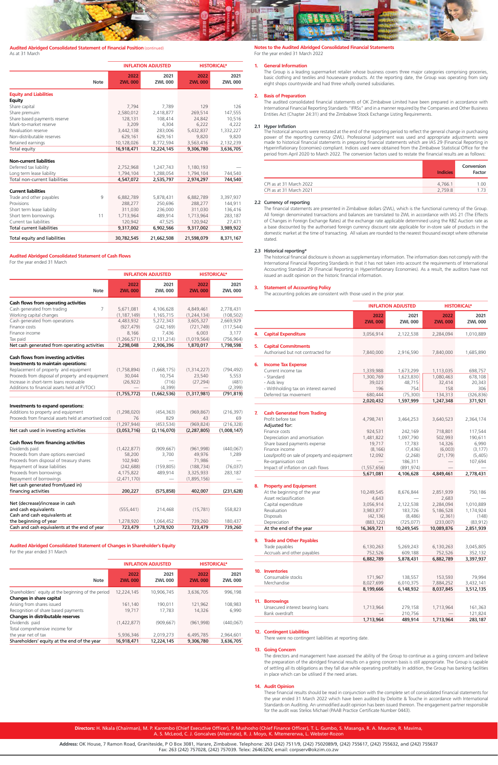## Audited Abridged Consolidated Statement of Financial Position (continued)

As at 31 March

| | Note | INFLATION ADJUSTED 2022 ZWL 000 | INFLATION ADJUSTED 2021 ZWL 000 | HISTORICAL* 2022 ZWL 000 | HISTORICAL* 2021 ZWL 000 |
|---|---|---|---|---|---|
| **Equity and Liabilities** | | | | | |
| **Equity** | | | | | |
| Share capital | | 7,794 | 7,789 | 129 | 126 |
| Share premium | | 2,580,012 | 2,418,877 | 269,514 | 147,555 |
| Share based payments reserve | | 128,131 | 108,414 | 24,842 | 10,516 |
| Mark-to-market reserve | | 3,209 | 4,304 | 6,222 | 4,222 |
| Revaluation reserve | | 3,442,138 | 283,006 | 5,432,837 | 1,332,227 |
| Non-distributable reserves | | 629,161 | 629,161 | 9,820 | 9,820 |
| Retained earnings | | 10,128,026 | 8,772,594 | 3,563,416 | 2,132,239 |
| Total equity | | 16,918,471 | 12,224,145 | 9,306,780 | 3,636,705 |
| **Non-current liabilities** | | | | | |
| Deferred tax liability | | 2,752,968 | 1,247,743 | 1,180,193 | — |
| Long term lease liability | | 1,794,104 | 1,288,054 | 1,794,104 | 744,540 |
| Total non-current liabilities | | 4,547,072 | 2,535,797 | 2,974,297 | 744,540 |
| **Current liabilities** | | | | | |
| Trade and other payables | 9 | 6,882,789 | 5,878,431 | 6,882,789 | 3,397,937 |
| Provisions | | 288,277 | 250,696 | 288,277 | 144,911 |
| Short term lease liability | | 311,030 | 236,000 | 311,030 | 136,416 |
| Short term borrowings | 11 | 1,713,964 | 489,914 | 1,713,964 | 283,187 |
| Current tax liabilities | | 120,942 | 47,525 | 120,942 | 27,471 |
| Total current liabilities | | 9,317,002 | 6,902,566 | 9,317,002 | 3,989,922 |
| Total equity and liabilities | | 30,782,545 | 21,662,508 | 21,598,079 | 8,371,167 |

## Audited Abridged Consolidated Statement of Cash Flows

For the year ended 31 March

| | Note | INFLATION ADJUSTED 2022 ZWL 000 | INFLATION ADJUSTED 2021 ZWL 000 | HISTORICAL* 2022 ZWL 000 | HISTORICAL* 2021 ZWL 000 |
|---|---|---|---|---|---|
| **Cash flows from operating activities** | | | | | |
| Cash generated from trading | 7 | 5,671,081 | 4,106,628 | 4,849,461 | 2,778,431 |
| Working capital changes | | (1,187,149) | 1,165,715 | (1,244,134) | (108,502) |
| Cash generated from operations | | 4,483,932 | 5,272,343 | 3,605,327 | 2,669,929 |
| Finance costs | | (927,479) | (242,169) | (721,749) | (117,544) |
| Finance income | | 8,166 | 7,436 | 6,003 | 3,177 |
| Tax paid | | (1,266,571) | (2,131,214) | (1,019,564) | (756,964) |
| Net cash generated from operating activities | | 2,298,048 | 2,906,396 | 1,870,017 | 1,798,598 |
| **Cash flows from investing activities** | | | | | |
| **Investments to maintain operations:** | | | | | |
| Replacement of property and equipment | | (1,758,894) | (1,668,175) | (1,314,227) | (794,492) |
| Proceeds from disposal of property and equipment | | 30,044 | 10,754 | 23,540 | 5,553 |
| Increase in short-term loans receivable | | (26,922) | (716) | (27,294) | (481) |
| Additions to financial assets held at FVTOCI | | — | (4,399) | — | (2,399) |
| | | (1,755,772) | (1,662,536) | (1,317,981) | (791,819) |
| **Investments to expand operations:** | | | | | |
| Additions to property and equipment | | (1,298,020) | (454,363) | (969,867) | (216,397) |
| Proceeds from financial assets held at amortised cost | | 76 | 829 | 43 | 69 |
| | | (1,297,944) | (453,534) | (969,824) | (216,328) |
| Net cash used in investing activities | | (3,053,716) | (2,116,070) | (2,287,805) | (1,008,147) |
| **Cash flows from financing activities** | | | | | |
| Dividends paid | | (1,422,877) | (909,667) | (961,998) | (440,067) |
| Proceeds from share options exercised | | 58,200 | 3,700 | 49,976 | 1,289 |
| Proceeds from disposal of treasury shares | | 102,940 | — | 71,986 | — |
| Repayment of lease liabilities | | (242,688) | (159,805) | (188,734) | (76,037) |
| Proceeds from borrowings | | 4,175,822 | 489,914 | 3,325,933 | 283,187 |
| Repayment of borrowings | | (2,471,170) | — | (1,895,156) | — |
| Net cash generated from/(used in) financing activities | | 200,227 | (575,858) | 402,007 | (231,628) |
| Net (decrease)/increase in cash and cash equivalents | | (555,441) | 214,468 | (15,781) | 558,823 |
| Cash and cash equivalents at the beginning of year | | 1,278,920 | 1,064,452 | 739,260 | 180,437 |
| Cash and cash equivalents at the end of year | | 723,479 | 1,278,920 | 723,479 | 739,260 |

## Audited Abridged Consolidated Statement of Changes in Shareholder's Equity

For the year ended 31 March

| | Note | INFLATION ADJUSTED 2022 ZWL 000 | INFLATION ADJUSTED 2021 ZWL 000 | HISTORICAL* 2022 ZWL 000 | HISTORICAL* 2021 ZWL 000 |
|---|---|---|---|---|---|
| Shareholders' equity at the beginning of the period | | 12,224,145 | 10,906,745 | 3,636,705 | 996,198 |
| **Changes in share capital** | | | | | |
| Arising from shares issued | | 161,140 | 190,011 | 121,962 | 108,983 |
| Recognition of share based payments | | 19,717 | 17,783 | 14,326 | 6,990 |
| **Changes in distributable reserves** | | | | | |
| Dividends paid | | (1,422,877) | (909,667) | (961,998) | (440,067) |
| Total comprehensive income for the year net of tax | | 5,936,346 | 2,019,273 | 6,495,785 | 2,964,601 |
| Shareholders' equity at the end of the year | | 16,918,471 | 12,224,145 | 9,306,780 | 3,636,705 |

## Notes to the Audited Abridged Consolidated Financial Statements

For the year ended 31 March 2022

### 1. General Information

The Group is a leading supermarket retailer whose business covers three major categories comprising groceries, basic clothing and textiles and houseware products. At the reporting date, the Group was operating from sixty eight shops countrywide and had three wholly owned subsidiaries.

### 2. Basis of Preparation

The audited consolidated financial statements of OK Zimbabwe Limited have been prepared in accordance with International Financial Reporting Standards "IFRSs" and in a manner required by the Companies and Other Business Entities Act (Chapter 24:31) and the Zimbabwe Stock Exchange Listing Requirements.

### 2.1 Hyper Inflation

The historical amounts were restated at the end of the reporting period to reflect the general change in purchasing power of the reporting currency (ZWL). Professional judgement was used and appropriate adjustments were made to historical financial statements in preparing financial statements which are IAS 29 (Financial Reporting in Hyperinflationary Economies) compliant. Indices used were obtained from the Zimbabwe Statistical Office for the period from April 2020 to March 2022. The conversion factors used to restate the financial results are as follows:

| | Indices | Conversion Factor |
|---|---|---|
| CPI as at 31 March 2022 | 4,766.1 | 1.00 |
| CPI as at 31 March 2021 | 2,759.8 | 1.73 |

### 2.2 Currency of reporting

The financial statements are presented in Zimbabwe dollars (ZWL), which is the functional currency of the Group. All foreign denominated transactions and balances are translated to ZWL in accordance with IAS 21 (The Effects of Changes in Foreign Exchange Rates) at the exchange rate applicable determined using the RBZ Auction rate as a base discounted by the authorised foreign currency discount rate applicable for in-store sale of products in the domestic market at the time of transacting. All values are rounded to the nearest thousand except where otherwise stated.

### 2.3 Historical reporting*

The historical financial disclosure is shown as supplementary information. The information does not comply with the International Financial Reporting Standards in that it has not taken into account the requirements of International Accounting Standard 29 (Financial Reporting in Hyperinflationary Economies). As a result, the auditors have not issued an audit opinion on the historic financial information.

### 3. Statement of Accounting Policy

The accounting policies are consistent with those used in the prior year.

| | INFLATION ADJUSTED 2022 ZWL 000 | INFLATION ADJUSTED 2021 ZWL 000 | HISTORICAL* 2022 ZWL 000 | HISTORICAL* 2021 ZWL 000 |
|---|---|---|---|---|
| **4. Capital Expenditure** | 3,056,914 | 2,122,538 | 2,284,094 | 1,010,889 |
| **5. Capital Commitments** | | | | |
| Authorised but not contracted for | 7,840,000 | 2,916,590 | 7,840,000 | 1,685,890 |
| **6. Income Tax Expense** | | | | |
| Current income tax | 1,339,988 | 1,673,299 | 1,113,035 | 698,757 |
| - Standard | 1,300,769 | 1,623,830 | 1,080,463 | 678,108 |
| - Aids levy | 39,023 | 48,715 | 32,414 | 20,343 |
| - Withholding tax on interest earned | 196 | 754 | 158 | 306 |
| Deferred tax movement | 680,444 | (75,300) | 134,313 | (326,836) |
| | 2,020,432 | 1,597,999 | 1,247,348 | 371,921 |
| **7. Cash Generated from Trading** | | | | |
| Profit before tax | 4,798,741 | 3,464,253 | 3,640,523 | 2,364,174 |
| Adjusted for: | | | | |
| Finance costs | 924,531 | 242,169 | 718,801 | 117,544 |
| Depreciation and amortisation | 1,481,822 | 1,097,790 | 502,993 | 190,611 |
| Share based payments expense | 19,717 | 17,783 | 14,326 | 6,990 |
| Finance income | (8,166) | (7,436) | (6,003) | (3,177) |
| Loss/(profit) on sale of property and equipment | 12,092 | (2,268) | (21,179) | (5,405) |
| Re-organisation cost | — | 186,311 | — | 107,694 |
| Impact of inflation on cash flows | (1,557,656) | (891,974) | — | — |
| | 5,671,081 | 4,106,628 | 4,849,461 | 2,778,431 |
| **8. Property and Equipment** | | | | |
| At the beginning of the year | 10,249,545 | 8,676,844 | 2,851,939 | 750,186 |
| Asset reclassification | 4,643 | — | 2,683 | — |
| Capital expenditure | 3,056,914 | 2,122,538 | 2,284,094 | 1,010,889 |
| Revaluation | 3,983,877 | 183,726 | 5,186,528 | 1,174,924 |
| Disposals | (42,136) | (8,486) | (2,361) | (148) |
| Depreciation | (883,122) | (725,077) | (233,007) | (83,912) |
| At the end of the year | 16,369,721 | 10,249,545 | 10,089,876 | 2,851,939 |
| **9. Trade and Other Payables** | | | | |
| Trade payables | 6,130,263 | 5,269,243 | 6,130,263 | 3,045,805 |
| Accruals and other payables | 752,526 | 609,188 | 752,526 | 352,132 |
| | 6,882,789 | 5,878,431 | 6,882,789 | 3,397,937 |
| **10. Inventories** | | | | |
| Consumable stocks | 171,967 | 138,557 | 153,593 | 79,994 |
| Merchandise | 8,027,699 | 6,010,375 | 7,884,252 | 3,432,141 |
| | 8,199,666 | 6,148,932 | 8,037,845 | 3,512,135 |
| **11. Borrowings** | | | | |
| Unsecured interest bearing loans | 1,713,964 | 279,158 | 1,713,964 | 161,363 |
| Bank overdraft | — | 210,756 | — | 121,824 |
| | 1,713,964 | 489,914 | 1,713,964 | 283,187 |

### 12. Contingent Liabilities

There were no contingent liabilities at reporting date.

### 13. Going Concern

The directors and management have assessed the ability of the Group to continue as a going concern and believe the preparation of the abridged financial results on a going concern basis is still appropriate. The Group is capable of settling all its obligations as they fall due while operating profitably. In addition, the Group has banking facilities in place which can be utilised if the need arises.

### 14. Audit Opinion

These financial results should be read in conjunction with the complete set of consolidated financial statements for the year ended 31 March 2022 which have been audited by Deloitte & Touche in accordance with International Standards on Auditing. An unmodified audit opinion has been issued thereon. The engagement partner responsible for the audit was Stelios Michael (PAAB Practice Certificate Number 0443).

**Directors:** H. Nkala (Chairman), M. P. Karombo (Chief Executive Officer), P. Mushosho (Chief Finance Officer), T. L. Gumbo, S. Masanga, R. A. Maunze, R. Mavima, A. S. McLeod, C. J. Goncalves (Alternate), R. J. Moyo, K. Mtemererwa, L. Webster-Rozon

**Address:** OK House, 7 Ramon Road, Graniteside, P O Box 3081, Harare, Zimbabwe. Telephone: 263 (242) 7511/9, (242) 7502089/9, (242) 755617, (242) 755632, and (242) 755637 Fax: 263 (242) 757028, (242) 757039. Telex: 26463ZW, email: corpserv@okzim.co.zw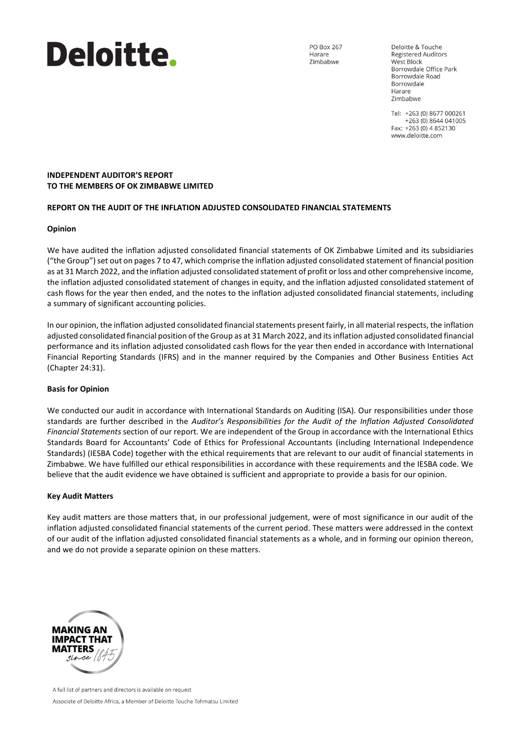**Deloitte.**

PO Box 267
Harare
Zimbabwe

Deloitte & Touche
Registered Auditors
West Block
Borrowdale Office Park
Borrowdale Road
Borrowdale
Harare
Zimbabwe

Tel: +263 (0) 8677 000261
+263 (0) 8644 041005
Fax: +263 (0) 4 852130
www.deloitte.com

**INDEPENDENT AUDITOR'S REPORT**
**TO THE MEMBERS OF OK ZIMBABWE LIMITED**

## REPORT ON THE AUDIT OF THE INFLATION ADJUSTED CONSOLIDATED FINANCIAL STATEMENTS

### Opinion

We have audited the inflation adjusted consolidated financial statements of OK Zimbabwe Limited and its subsidiaries ("the Group") set out on pages 7 to 47, which comprise the inflation adjusted consolidated statement of financial position as at 31 March 2022, and the inflation adjusted consolidated statement of profit or loss and other comprehensive income, the inflation adjusted consolidated statement of changes in equity, and the inflation adjusted consolidated statement of cash flows for the year then ended, and the notes to the inflation adjusted consolidated financial statements, including a summary of significant accounting policies.

In our opinion, the inflation adjusted consolidated financial statements present fairly, in all material respects, the inflation adjusted consolidated financial position of the Group as at 31 March 2022, and its inflation adjusted consolidated financial performance and its inflation adjusted consolidated cash flows for the year then ended in accordance with International Financial Reporting Standards (IFRS) and in the manner required by the Companies and Other Business Entities Act (Chapter 24:31).

### Basis for Opinion

We conducted our audit in accordance with International Standards on Auditing (ISA). Our responsibilities under those standards are further described in the *Auditor's Responsibilities for the Audit of the Inflation Adjusted Consolidated Financial Statements* section of our report. We are independent of the Group in accordance with the International Ethics Standards Board for Accountants' Code of Ethics for Professional Accountants (including International Independence Standards) (IESBA Code) together with the ethical requirements that are relevant to our audit of financial statements in Zimbabwe. We have fulfilled our ethical responsibilities in accordance with these requirements and the IESBA code. We believe that the audit evidence we have obtained is sufficient and appropriate to provide a basis for our opinion.

### Key Audit Matters

Key audit matters are those matters that, in our professional judgement, were of most significance in our audit of the inflation adjusted consolidated financial statements of the current period. These matters were addressed in the context of our audit of the inflation adjusted consolidated financial statements as a whole, and in forming our opinion thereon, and we do not provide a separate opinion on these matters.

MAKING AN IMPACT THAT MATTERS since 1845

A full list of partners and directors is available on request

Associate of Deloitte Africa, a Member of Deloitte Touche Tohmatsu Limited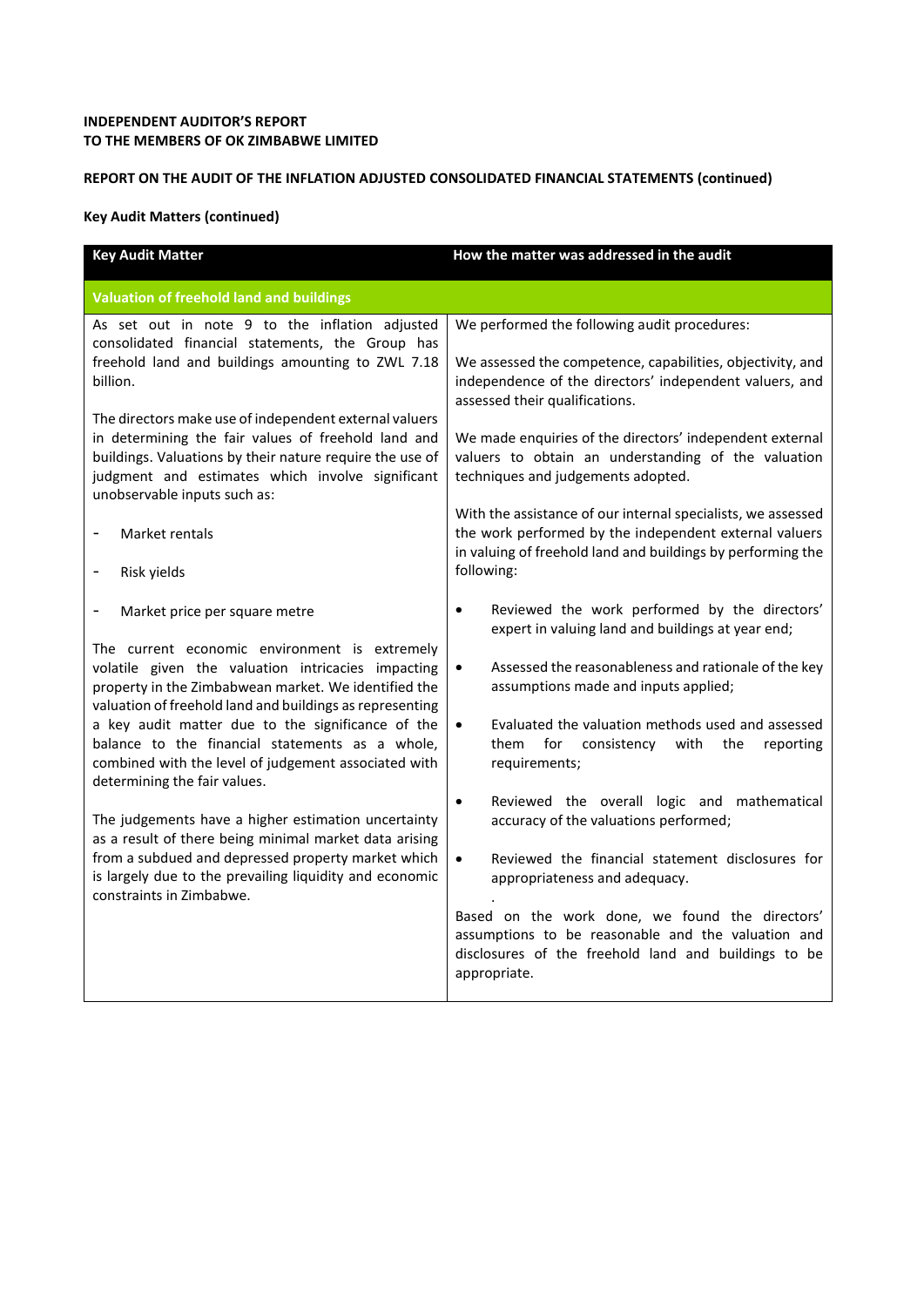**INDEPENDENT AUDITOR'S REPORT**
**TO THE MEMBERS OF OK ZIMBABWE LIMITED**

**REPORT ON THE AUDIT OF THE INFLATION ADJUSTED CONSOLIDATED FINANCIAL STATEMENTS (continued)**

**Key Audit Matters (continued)**

| Key Audit Matter | How the matter was addressed in the audit |
|---|---|
| **Valuation of freehold land and buildings** | |
| As set out in note 9 to the inflation adjusted consolidated financial statements, the Group has freehold land and buildings amounting to ZWL 7.18 billion.<br><br>The directors make use of independent external valuers in determining the fair values of freehold land and buildings. Valuations by their nature require the use of judgment and estimates which involve significant unobservable inputs such as:<br><br>- Market rentals<br>- Risk yields<br>- Market price per square metre<br><br>The current economic environment is extremely volatile given the valuation intricacies impacting property in the Zimbabwean market. We identified the valuation of freehold land and buildings as representing a key audit matter due to the significance of the balance to the financial statements as a whole, combined with the level of judgement associated with determining the fair values.<br><br>The judgements have a higher estimation uncertainty as a result of there being minimal market data arising from a subdued and depressed property market which is largely due to the prevailing liquidity and economic constraints in Zimbabwe. | We performed the following audit procedures:<br><br>We assessed the competence, capabilities, objectivity, and independence of the directors' independent valuers, and assessed their qualifications.<br><br>We made enquiries of the directors' independent external valuers to obtain an understanding of the valuation techniques and judgements adopted.<br><br>With the assistance of our internal specialists, we assessed the work performed by the independent external valuers in valuing of freehold land and buildings by performing the following:<br><br>• Reviewed the work performed by the directors' expert in valuing land and buildings at year end;<br>• Assessed the reasonableness and rationale of the key assumptions made and inputs applied;<br>• Evaluated the valuation methods used and assessed them for consistency with the reporting requirements;<br>• Reviewed the overall logic and mathematical accuracy of the valuations performed;<br>• Reviewed the financial statement disclosures for appropriateness and adequacy.<br><br>Based on the work done, we found the directors' assumptions to be reasonable and the valuation and disclosures of the freehold land and buildings to be appropriate. |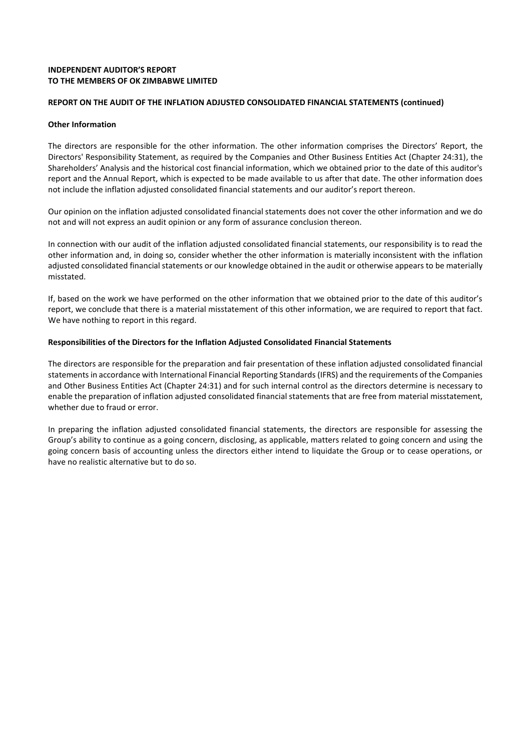**INDEPENDENT AUDITOR'S REPORT**
**TO THE MEMBERS OF OK ZIMBABWE LIMITED**

**REPORT ON THE AUDIT OF THE INFLATION ADJUSTED CONSOLIDATED FINANCIAL STATEMENTS (continued)**

**Other Information**

The directors are responsible for the other information. The other information comprises the Directors' Report, the Directors' Responsibility Statement, as required by the Companies and Other Business Entities Act (Chapter 24:31), the Shareholders' Analysis and the historical cost financial information, which we obtained prior to the date of this auditor's report and the Annual Report, which is expected to be made available to us after that date. The other information does not include the inflation adjusted consolidated financial statements and our auditor's report thereon.

Our opinion on the inflation adjusted consolidated financial statements does not cover the other information and we do not and will not express an audit opinion or any form of assurance conclusion thereon.

In connection with our audit of the inflation adjusted consolidated financial statements, our responsibility is to read the other information and, in doing so, consider whether the other information is materially inconsistent with the inflation adjusted consolidated financial statements or our knowledge obtained in the audit or otherwise appears to be materially misstated.

If, based on the work we have performed on the other information that we obtained prior to the date of this auditor's report, we conclude that there is a material misstatement of this other information, we are required to report that fact. We have nothing to report in this regard.

**Responsibilities of the Directors for the Inflation Adjusted Consolidated Financial Statements**

The directors are responsible for the preparation and fair presentation of these inflation adjusted consolidated financial statements in accordance with International Financial Reporting Standards (IFRS) and the requirements of the Companies and Other Business Entities Act (Chapter 24:31) and for such internal control as the directors determine is necessary to enable the preparation of inflation adjusted consolidated financial statements that are free from material misstatement, whether due to fraud or error.

In preparing the inflation adjusted consolidated financial statements, the directors are responsible for assessing the Group's ability to continue as a going concern, disclosing, as applicable, matters related to going concern and using the going concern basis of accounting unless the directors either intend to liquidate the Group or to cease operations, or have no realistic alternative but to do so.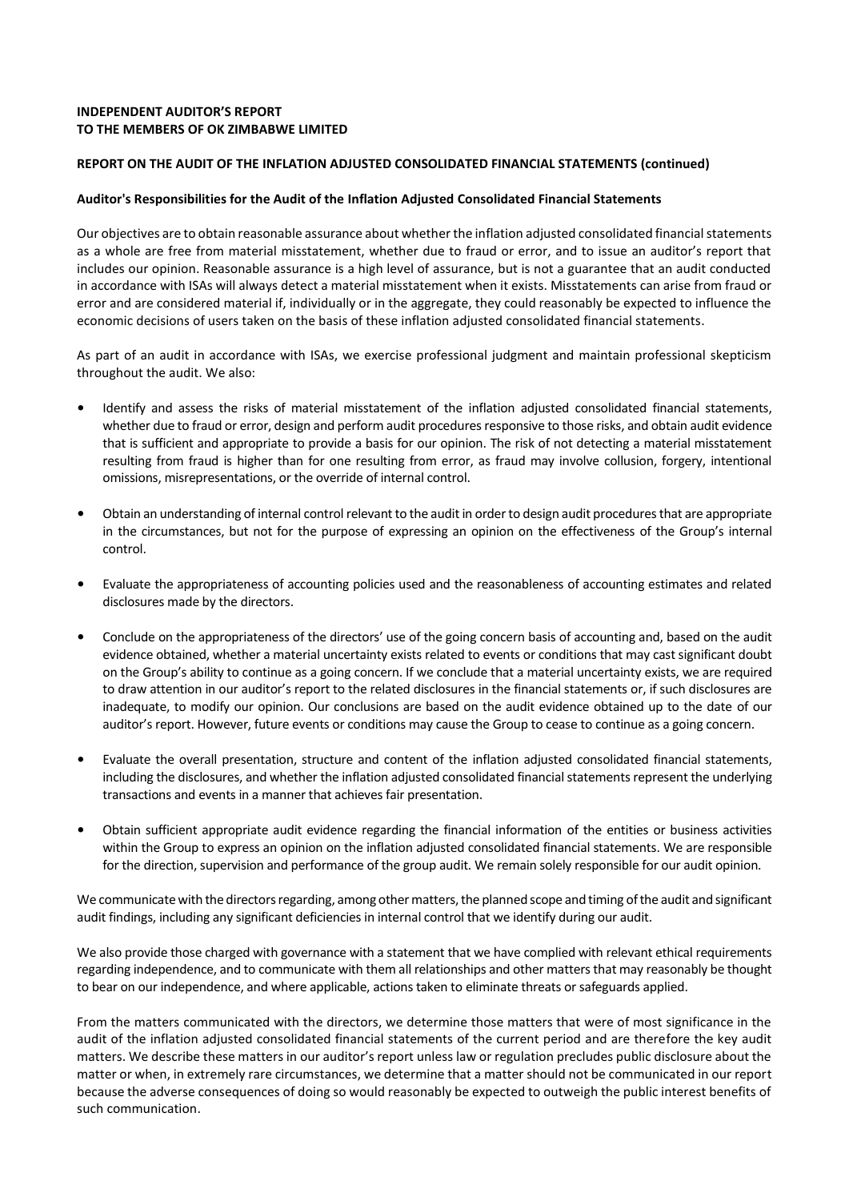**INDEPENDENT AUDITOR'S REPORT**
**TO THE MEMBERS OF OK ZIMBABWE LIMITED**

**REPORT ON THE AUDIT OF THE INFLATION ADJUSTED CONSOLIDATED FINANCIAL STATEMENTS (continued)**

**Auditor's Responsibilities for the Audit of the Inflation Adjusted Consolidated Financial Statements**

Our objectives are to obtain reasonable assurance about whether the inflation adjusted consolidated financial statements as a whole are free from material misstatement, whether due to fraud or error, and to issue an auditor's report that includes our opinion. Reasonable assurance is a high level of assurance, but is not a guarantee that an audit conducted in accordance with ISAs will always detect a material misstatement when it exists. Misstatements can arise from fraud or error and are considered material if, individually or in the aggregate, they could reasonably be expected to influence the economic decisions of users taken on the basis of these inflation adjusted consolidated financial statements.

As part of an audit in accordance with ISAs, we exercise professional judgment and maintain professional skepticism throughout the audit. We also:

- Identify and assess the risks of material misstatement of the inflation adjusted consolidated financial statements, whether due to fraud or error, design and perform audit procedures responsive to those risks, and obtain audit evidence that is sufficient and appropriate to provide a basis for our opinion. The risk of not detecting a material misstatement resulting from fraud is higher than for one resulting from error, as fraud may involve collusion, forgery, intentional omissions, misrepresentations, or the override of internal control.

- Obtain an understanding of internal control relevant to the audit in order to design audit procedures that are appropriate in the circumstances, but not for the purpose of expressing an opinion on the effectiveness of the Group's internal control.

- Evaluate the appropriateness of accounting policies used and the reasonableness of accounting estimates and related disclosures made by the directors.

- Conclude on the appropriateness of the directors' use of the going concern basis of accounting and, based on the audit evidence obtained, whether a material uncertainty exists related to events or conditions that may cast significant doubt on the Group's ability to continue as a going concern. If we conclude that a material uncertainty exists, we are required to draw attention in our auditor's report to the related disclosures in the financial statements or, if such disclosures are inadequate, to modify our opinion. Our conclusions are based on the audit evidence obtained up to the date of our auditor's report. However, future events or conditions may cause the Group to cease to continue as a going concern.

- Evaluate the overall presentation, structure and content of the inflation adjusted consolidated financial statements, including the disclosures, and whether the inflation adjusted consolidated financial statements represent the underlying transactions and events in a manner that achieves fair presentation.

- Obtain sufficient appropriate audit evidence regarding the financial information of the entities or business activities within the Group to express an opinion on the inflation adjusted consolidated financial statements. We are responsible for the direction, supervision and performance of the group audit. We remain solely responsible for our audit opinion.

We communicate with the directors regarding, among other matters, the planned scope and timing of the audit and significant audit findings, including any significant deficiencies in internal control that we identify during our audit.

We also provide those charged with governance with a statement that we have complied with relevant ethical requirements regarding independence, and to communicate with them all relationships and other matters that may reasonably be thought to bear on our independence, and where applicable, actions taken to eliminate threats or safeguards applied.

From the matters communicated with the directors, we determine those matters that were of most significance in the audit of the inflation adjusted consolidated financial statements of the current period and are therefore the key audit matters. We describe these matters in our auditor's report unless law or regulation precludes public disclosure about the matter or when, in extremely rare circumstances, we determine that a matter should not be communicated in our report because the adverse consequences of doing so would reasonably be expected to outweigh the public interest benefits of such communication.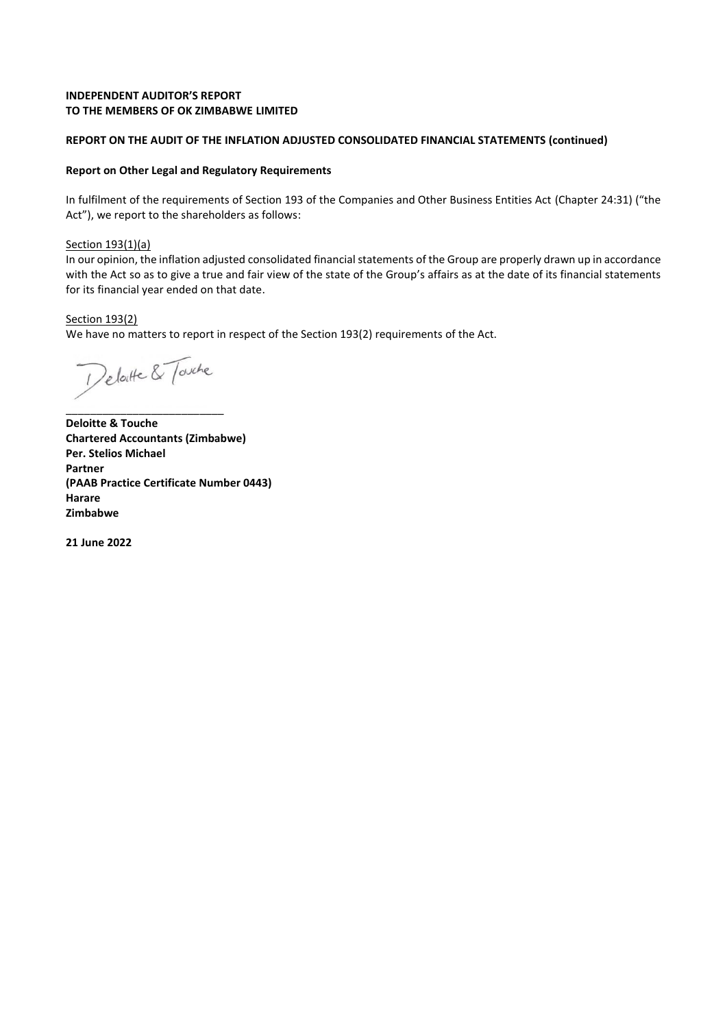**INDEPENDENT AUDITOR'S REPORT**
**TO THE MEMBERS OF OK ZIMBABWE LIMITED**

**REPORT ON THE AUDIT OF THE INFLATION ADJUSTED CONSOLIDATED FINANCIAL STATEMENTS (continued)**

**Report on Other Legal and Regulatory Requirements**

In fulfilment of the requirements of Section 193 of the Companies and Other Business Entities Act (Chapter 24:31) ("the Act"), we report to the shareholders as follows:

Section 193(1)(a)
In our opinion, the inflation adjusted consolidated financial statements of the Group are properly drawn up in accordance with the Act so as to give a true and fair view of the state of the Group's affairs as at the date of its financial statements for its financial year ended on that date.

Section 193(2)
We have no matters to report in respect of the Section 193(2) requirements of the Act.

Deloitte & Touche

___________________________

**Deloitte & Touche**
**Chartered Accountants (Zimbabwe)**
**Per. Stelios Michael**
**Partner**
**(PAAB Practice Certificate Number 0443)**
**Harare**
**Zimbabwe**

**21 June 2022**